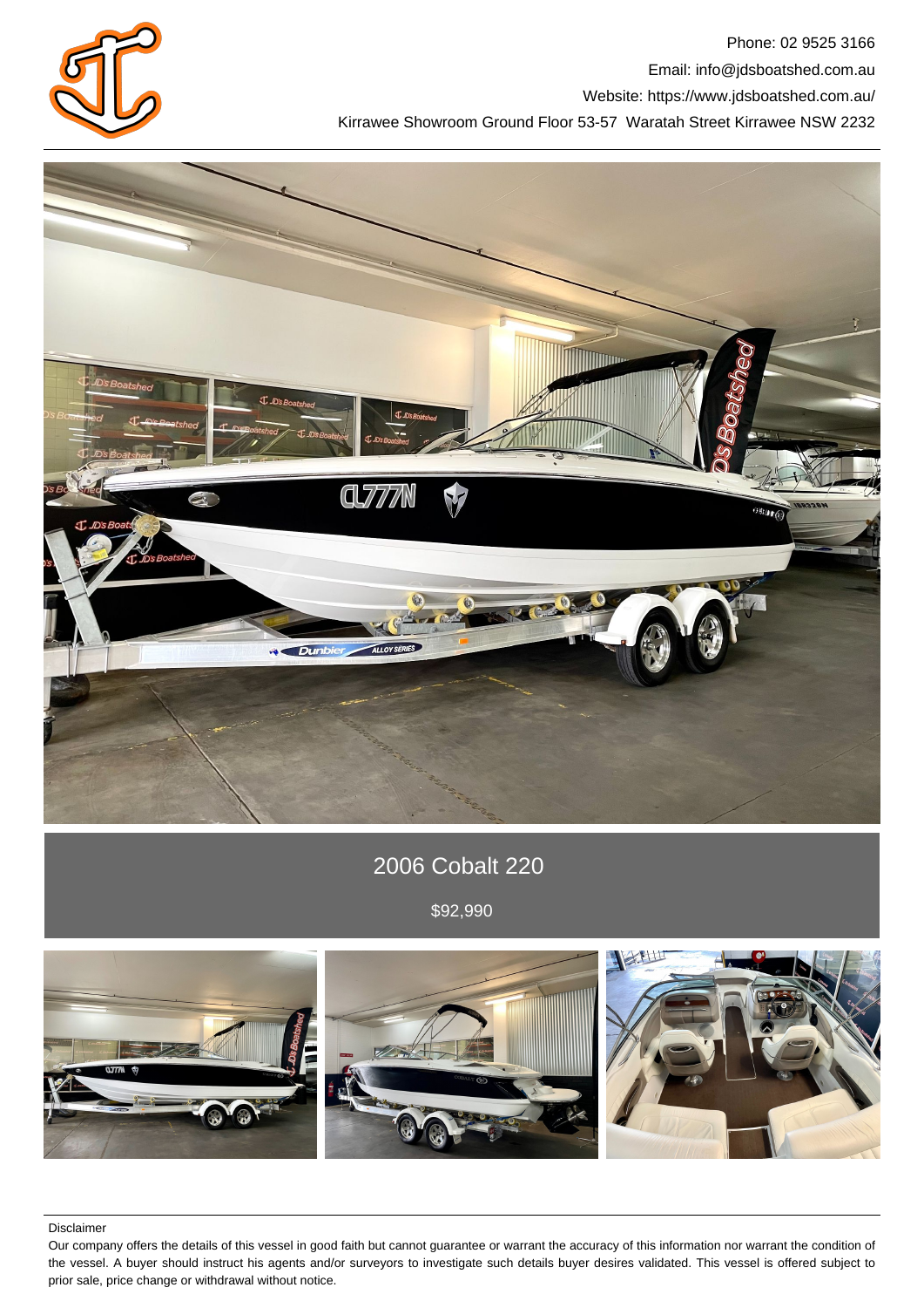Phone: 02 9525 3166

Email: info@jdsboatshed.com.au

Website: https://www.jdsboatshed.com.au/

Kirrawee Showroom Ground Floor 53-57 Waratah Street Kirrawee NSW 2232

# 2006 Cobalt 220

$92,990

Disclaimer

Our company offers the details of this vessel in good faith but cannot guarantee or warrant the accuracy of this information nor warrant the condition of the vessel. A buyer should instruct his agents and/or surveyors to investigate such details buyer desires validated. This vessel is offered subject to prior sale, price change or withdrawal without notice.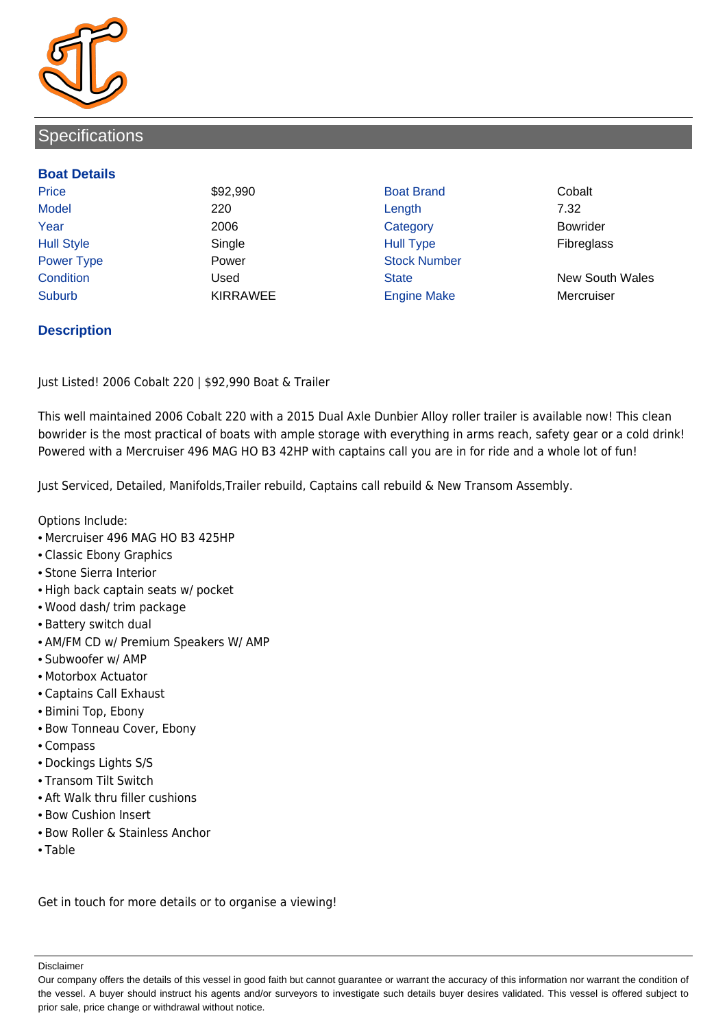## Specifications

### Boat Details

| | | | |
|---|---|---|---|
| Price | $92,990 | Boat Brand | Cobalt |
| Model | 220 | Length | 7.32 |
| Year | 2006 | Category | Bowrider |
| Hull Style | Single | Hull Type | Fibreglass |
| Power Type | Power | Stock Number | |
| Condition | Used | State | New South Wales |
| Suburb | KIRRAWEE | Engine Make | Mercruiser |

### Description

Just Listed! 2006 Cobalt 220 | $92,990 Boat & Trailer

This well maintained 2006 Cobalt 220 with a 2015 Dual Axle Dunbier Alloy roller trailer is available now! This clean bowrider is the most practical of boats with ample storage with everything in arms reach, safety gear or a cold drink! Powered with a Mercruiser 496 MAG HO B3 42HP with captains call you are in for ride and a whole lot of fun!

Just Serviced, Detailed, Manifolds,Trailer rebuild, Captains call rebuild & New Transom Assembly.

Options Include:

- Mercruiser 496 MAG HO B3 425HP
- Classic Ebony Graphics
- Stone Sierra Interior
- High back captain seats w/ pocket
- Wood dash/ trim package
- Battery switch dual
- AM/FM CD w/ Premium Speakers W/ AMP
- Subwoofer w/ AMP
- Motorbox Actuator
- Captains Call Exhaust
- Bimini Top, Ebony
- Bow Tonneau Cover, Ebony
- Compass
- Dockings Lights S/S
- Transom Tilt Switch
- Aft Walk thru filler cushions
- Bow Cushion Insert
- Bow Roller & Stainless Anchor
- Table

Get in touch for more details or to organise a viewing!

Disclaimer

Our company offers the details of this vessel in good faith but cannot guarantee or warrant the accuracy of this information nor warrant the condition of the vessel. A buyer should instruct his agents and/or surveyors to investigate such details buyer desires validated. This vessel is offered subject to prior sale, price change or withdrawal without notice.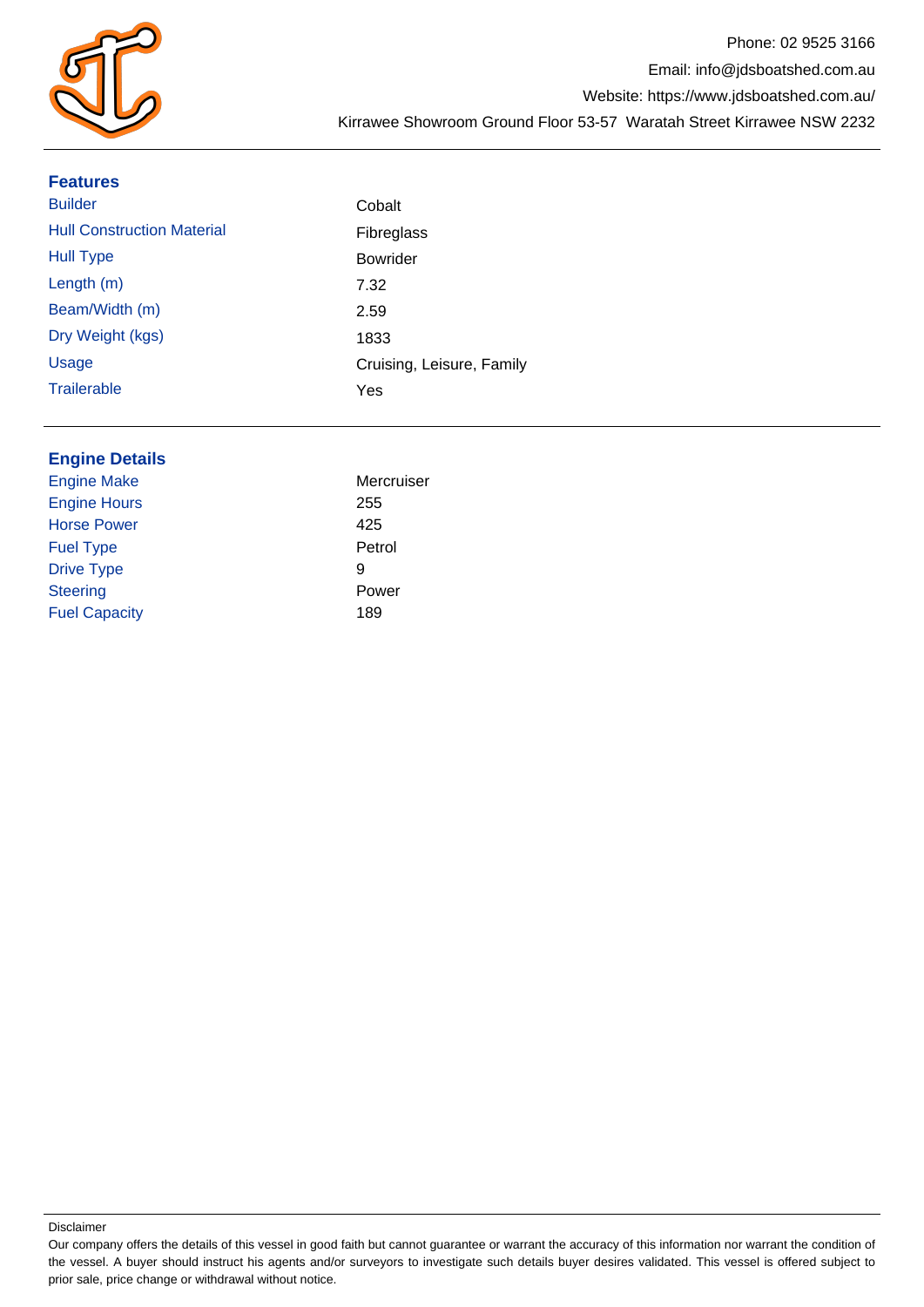Phone: 02 9525 3166

Email: info@jdsboatshed.com.au

Website: https://www.jdsboatshed.com.au/

Kirrawee Showroom Ground Floor 53-57 Waratah Street Kirrawee NSW 2232

## Features

| | |
|---|---|
| Builder | Cobalt |
| Hull Construction Material | Fibreglass |
| Hull Type | Bowrider |
| Length (m) | 7.32 |
| Beam/Width (m) | 2.59 |
| Dry Weight (kgs) | 1833 |
| Usage | Cruising, Leisure, Family |
| Trailerable | Yes |

## Engine Details

| | |
|---|---|
| Engine Make | Mercruiser |
| Engine Hours | 255 |
| Horse Power | 425 |
| Fuel Type | Petrol |
| Drive Type | 9 |
| Steering | Power |
| Fuel Capacity | 189 |

Disclaimer

Our company offers the details of this vessel in good faith but cannot guarantee or warrant the accuracy of this information nor warrant the condition of the vessel. A buyer should instruct his agents and/or surveyors to investigate such details buyer desires validated. This vessel is offered subject to prior sale, price change or withdrawal without notice.